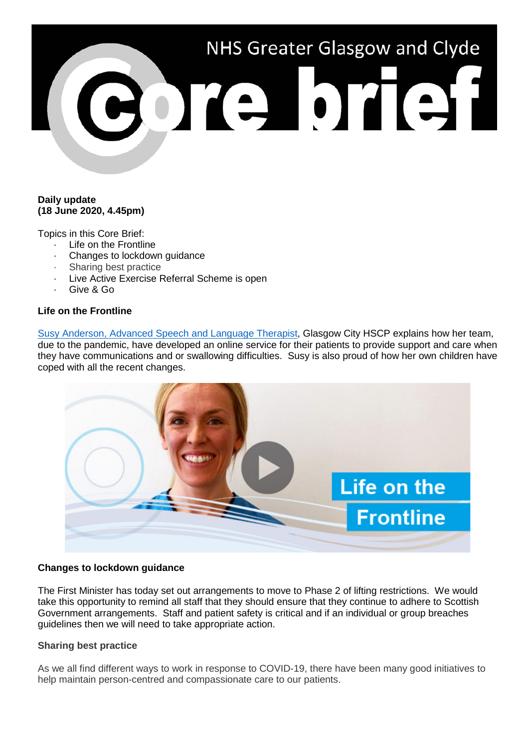# NHS Greater Glasgow and Clyde Core brief

**Daily update**
**(18 June 2020, 4.45pm)**

Topics in this Core Brief:

- Life on the Frontline
- Changes to lockdown guidance
- Sharing best practice
- Live Active Exercise Referral Scheme is open
- Give & Go

**Life on the Frontline**

Susy Anderson, Advanced Speech and Language Therapist, Glasgow City HSCP explains how her team, due to the pandemic, have developed an online service for their patients to provide support and care when they have communications and or swallowing difficulties. Susy is also proud of how her own children have coped with all the recent changes.

**Changes to lockdown guidance**

The First Minister has today set out arrangements to move to Phase 2 of lifting restrictions. We would take this opportunity to remind all staff that they should ensure that they continue to adhere to Scottish Government arrangements. Staff and patient safety is critical and if an individual or group breaches guidelines then we will need to take appropriate action.

**Sharing best practice**

As we all find different ways to work in response to COVID-19, there have been many good initiatives to help maintain person-centred and compassionate care to our patients.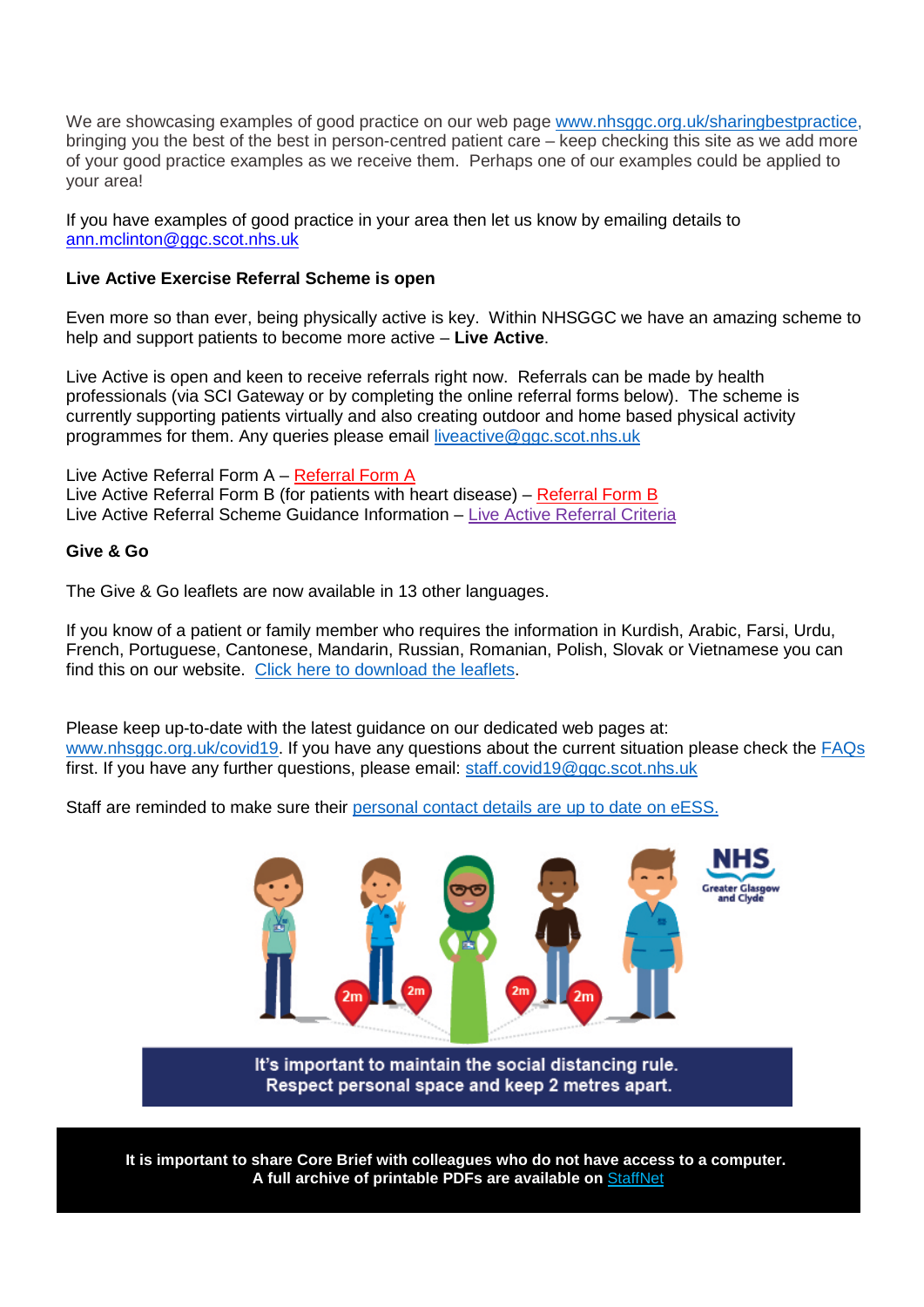We are showcasing examples of good practice on our web page www.nhsggc.org.uk/sharingbestpractice, bringing you the best of the best in person-centred patient care – keep checking this site as we add more of your good practice examples as we receive them. Perhaps one of our examples could be applied to your area!

If you have examples of good practice in your area then let us know by emailing details to ann.mclinton@ggc.scot.nhs.uk

**Live Active Exercise Referral Scheme is open**

Even more so than ever, being physically active is key. Within NHSGGC we have an amazing scheme to help and support patients to become more active – **Live Active**.

Live Active is open and keen to receive referrals right now. Referrals can be made by health professionals (via SCI Gateway or by completing the online referral forms below). The scheme is currently supporting patients virtually and also creating outdoor and home based physical activity programmes for them. Any queries please email liveactive@ggc.scot.nhs.uk

Live Active Referral Form A – Referral Form A
Live Active Referral Form B (for patients with heart disease) – Referral Form B
Live Active Referral Scheme Guidance Information – Live Active Referral Criteria

**Give & Go**

The Give & Go leaflets are now available in 13 other languages.

If you know of a patient or family member who requires the information in Kurdish, Arabic, Farsi, Urdu, French, Portuguese, Cantonese, Mandarin, Russian, Romanian, Polish, Slovak or Vietnamese you can find this on our website. Click here to download the leaflets.

Please keep up-to-date with the latest guidance on our dedicated web pages at: www.nhsggc.org.uk/covid19. If you have any questions about the current situation please check the FAQs first. If you have any further questions, please email: staff.covid19@ggc.scot.nhs.uk

Staff are reminded to make sure their personal contact details are up to date on eESS.

2m 2m 2m 2m

NHS Greater Glasgow and Clyde

It's important to maintain the social distancing rule.
Respect personal space and keep 2 metres apart.

**It is important to share Core Brief with colleagues who do not have access to a computer.**
**A full archive of printable PDFs are available on** StaffNet